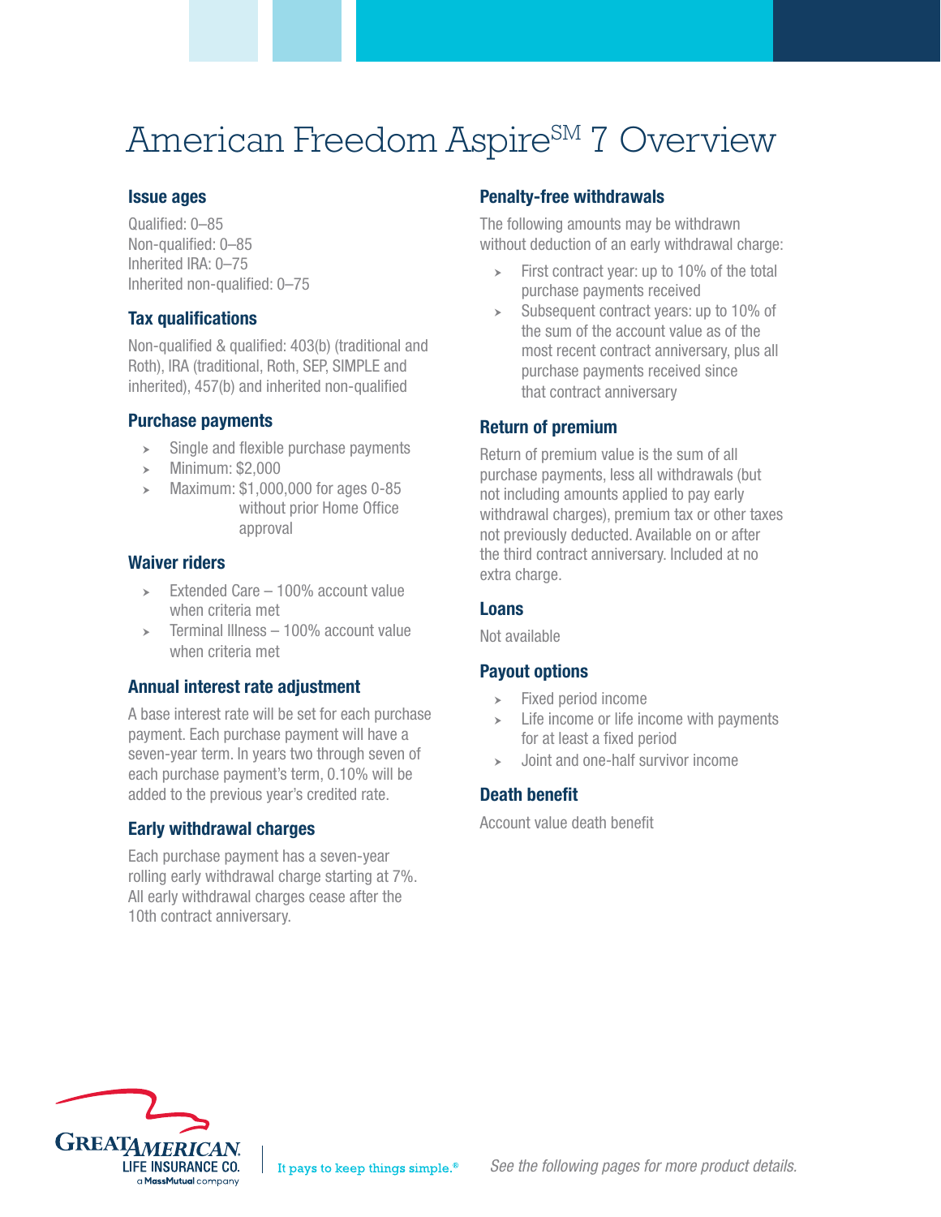# American Freedom Aspire[SM] 7 Overview

## Issue ages

Qualified: 0–85
Non-qualified: 0–85
Inherited IRA: 0–75
Inherited non-qualified: 0–75

## Tax qualifications

Non-qualified & qualified: 403(b) (traditional and Roth), IRA (traditional, Roth, SEP, SIMPLE and inherited), 457(b) and inherited non-qualified

## Purchase payments

- Single and flexible purchase payments
- Minimum: $2,000
- Maximum: $1,000,000 for ages 0-85 without prior Home Office approval

## Waiver riders

- Extended Care – 100% account value when criteria met
- Terminal Illness – 100% account value when criteria met

## Annual interest rate adjustment

A base interest rate will be set for each purchase payment. Each purchase payment will have a seven-year term. In years two through seven of each purchase payment's term, 0.10% will be added to the previous year's credited rate.

## Early withdrawal charges

Each purchase payment has a seven-year rolling early withdrawal charge starting at 7%. All early withdrawal charges cease after the 10th contract anniversary.

## Penalty-free withdrawals

The following amounts may be withdrawn without deduction of an early withdrawal charge:

- First contract year: up to 10% of the total purchase payments received
- Subsequent contract years: up to 10% of the sum of the account value as of the most recent contract anniversary, plus all purchase payments received since that contract anniversary

## Return of premium

Return of premium value is the sum of all purchase payments, less all withdrawals (but not including amounts applied to pay early withdrawal charges), premium tax or other taxes not previously deducted. Available on or after the third contract anniversary. Included at no extra charge.

## Loans

Not available

## Payout options

- Fixed period income
- Life income or life income with payments for at least a fixed period
- Joint and one-half survivor income

## Death benefit

Account value death benefit

GREAT AMERICAN LIFE INSURANCE CO. a MassMutual company | It pays to keep things simple.®

*See the following pages for more product details.*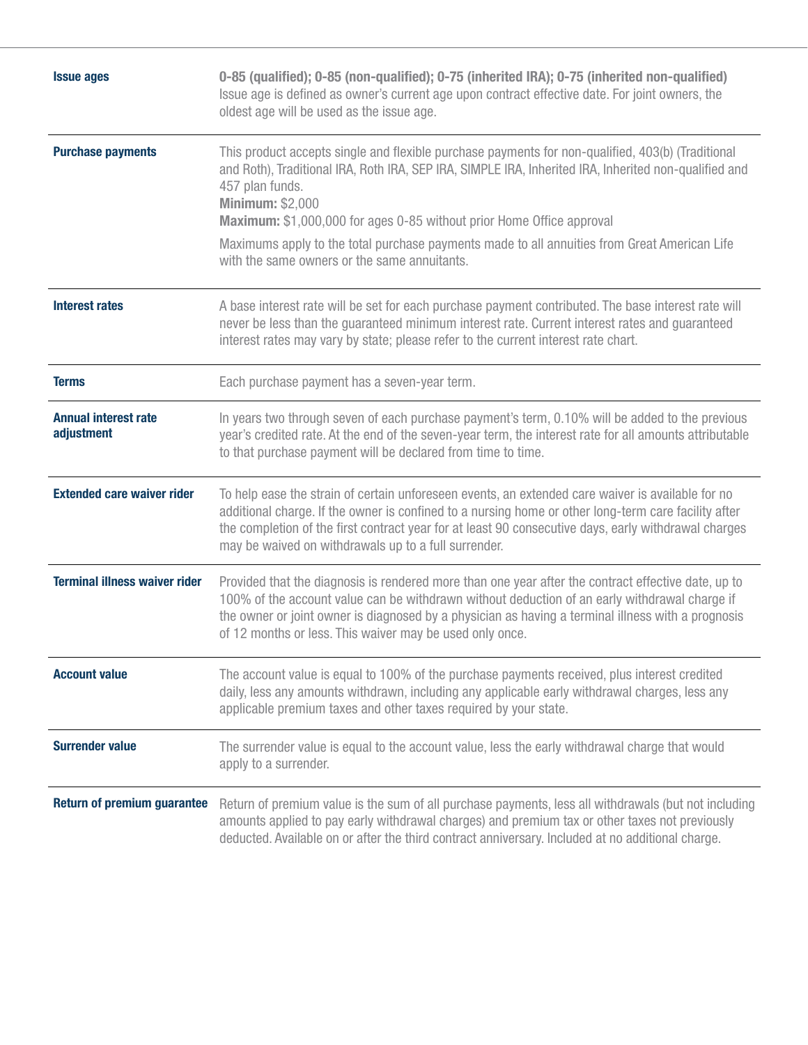| | |
|---|---|
| **Issue ages** | **0-85 (qualified); 0-85 (non-qualified); 0-75 (inherited IRA); 0-75 (inherited non-qualified)**<br>Issue age is defined as owner's current age upon contract effective date. For joint owners, the oldest age will be used as the issue age. |
| **Purchase payments** | This product accepts single and flexible purchase payments for non-qualified, 403(b) (Traditional and Roth), Traditional IRA, Roth IRA, SEP IRA, SIMPLE IRA, Inherited IRA, Inherited non-qualified and 457 plan funds.<br>**Minimum:** $2,000<br>**Maximum:** $1,000,000 for ages 0-85 without prior Home Office approval<br>Maximums apply to the total purchase payments made to all annuities from Great American Life with the same owners or the same annuitants. |
| **Interest rates** | A base interest rate will be set for each purchase payment contributed. The base interest rate will never be less than the guaranteed minimum interest rate. Current interest rates and guaranteed interest rates may vary by state; please refer to the current interest rate chart. |
| **Terms** | Each purchase payment has a seven-year term. |
| **Annual interest rate adjustment** | In years two through seven of each purchase payment's term, 0.10% will be added to the previous year's credited rate. At the end of the seven-year term, the interest rate for all amounts attributable to that purchase payment will be declared from time to time. |
| **Extended care waiver rider** | To help ease the strain of certain unforeseen events, an extended care waiver is available for no additional charge. If the owner is confined to a nursing home or other long-term care facility after the completion of the first contract year for at least 90 consecutive days, early withdrawal charges may be waived on withdrawals up to a full surrender. |
| **Terminal illness waiver rider** | Provided that the diagnosis is rendered more than one year after the contract effective date, up to 100% of the account value can be withdrawn without deduction of an early withdrawal charge if the owner or joint owner is diagnosed by a physician as having a terminal illness with a prognosis of 12 months or less. This waiver may be used only once. |
| **Account value** | The account value is equal to 100% of the purchase payments received, plus interest credited daily, less any amounts withdrawn, including any applicable early withdrawal charges, less any applicable premium taxes and other taxes required by your state. |
| **Surrender value** | The surrender value is equal to the account value, less the early withdrawal charge that would apply to a surrender. |
| **Return of premium guarantee** | Return of premium value is the sum of all purchase payments, less all withdrawals (but not including amounts applied to pay early withdrawal charges) and premium tax or other taxes not previously deducted. Available on or after the third contract anniversary. Included at no additional charge. |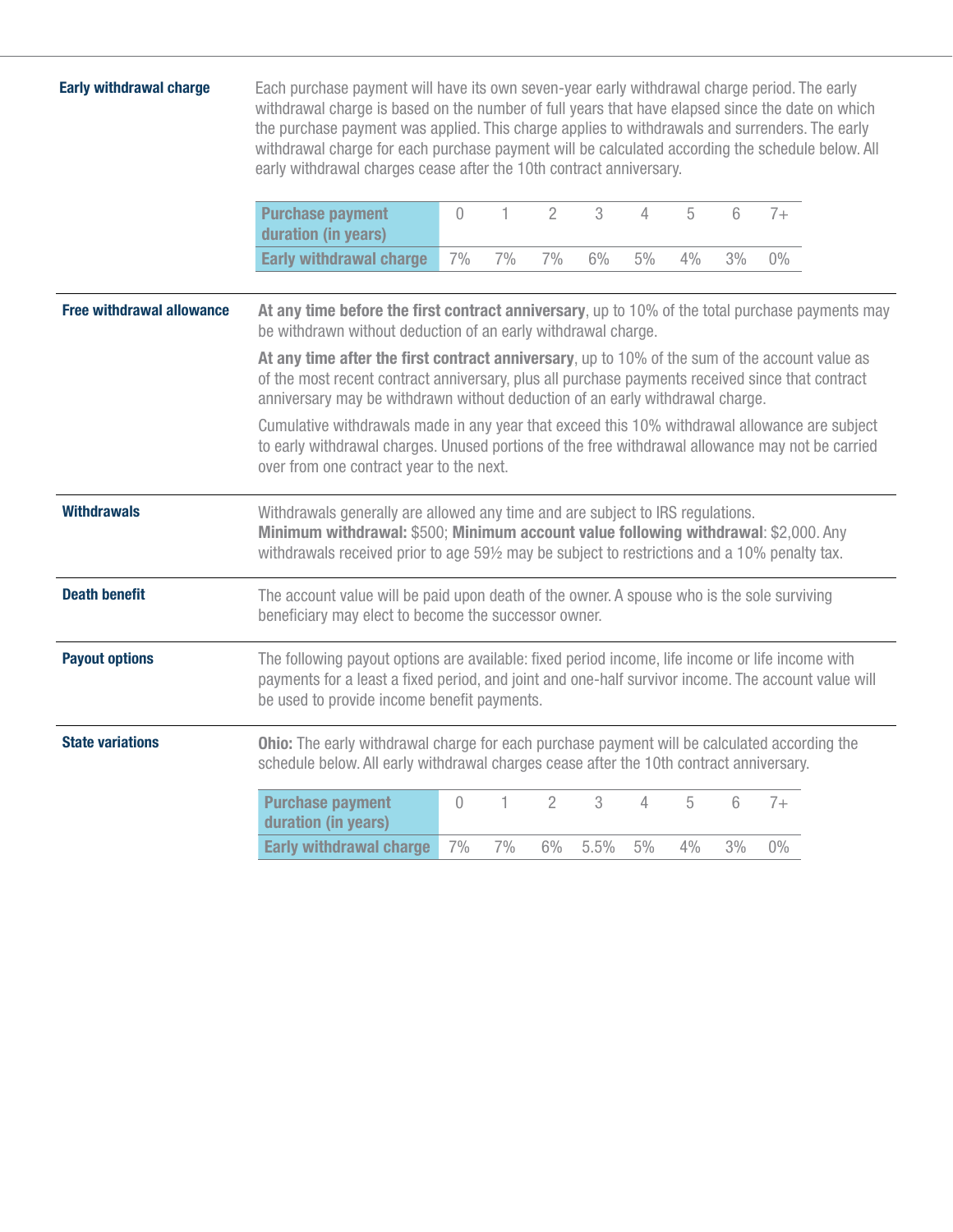**Early withdrawal charge**

Each purchase payment will have its own seven-year early withdrawal charge period. The early withdrawal charge is based on the number of full years that have elapsed since the date on which the purchase payment was applied. This charge applies to withdrawals and surrenders. The early withdrawal charge for each purchase payment will be calculated according the schedule below. All early withdrawal charges cease after the 10th contract anniversary.

| Purchase payment duration (in years) | 0 | 1 | 2 | 3 | 4 | 5 | 6 | 7+ |
|---|---|---|---|---|---|---|---|---|
| Early withdrawal charge | 7% | 7% | 7% | 6% | 5% | 4% | 3% | 0% |

**Free withdrawal allowance**

**At any time before the first contract anniversary**, up to 10% of the total purchase payments may be withdrawn without deduction of an early withdrawal charge.

**At any time after the first contract anniversary**, up to 10% of the sum of the account value as of the most recent contract anniversary, plus all purchase payments received since that contract anniversary may be withdrawn without deduction of an early withdrawal charge.

Cumulative withdrawals made in any year that exceed this 10% withdrawal allowance are subject to early withdrawal charges. Unused portions of the free withdrawal allowance may not be carried over from one contract year to the next.

**Withdrawals**

Withdrawals generally are allowed any time and are subject to IRS regulations.
**Minimum withdrawal:** $500; **Minimum account value following withdrawal**: $2,000. Any withdrawals received prior to age 59½ may be subject to restrictions and a 10% penalty tax.

**Death benefit**

The account value will be paid upon death of the owner. A spouse who is the sole surviving beneficiary may elect to become the successor owner.

**Payout options**

The following payout options are available: fixed period income, life income or life income with payments for a least a fixed period, and joint and one-half survivor income. The account value will be used to provide income benefit payments.

**State variations**

**Ohio:** The early withdrawal charge for each purchase payment will be calculated according the schedule below. All early withdrawal charges cease after the 10th contract anniversary.

| Purchase payment duration (in years) | 0 | 1 | 2 | 3 | 4 | 5 | 6 | 7+ |
|---|---|---|---|---|---|---|---|---|
| Early withdrawal charge | 7% | 7% | 6% | 5.5% | 5% | 4% | 3% | 0% |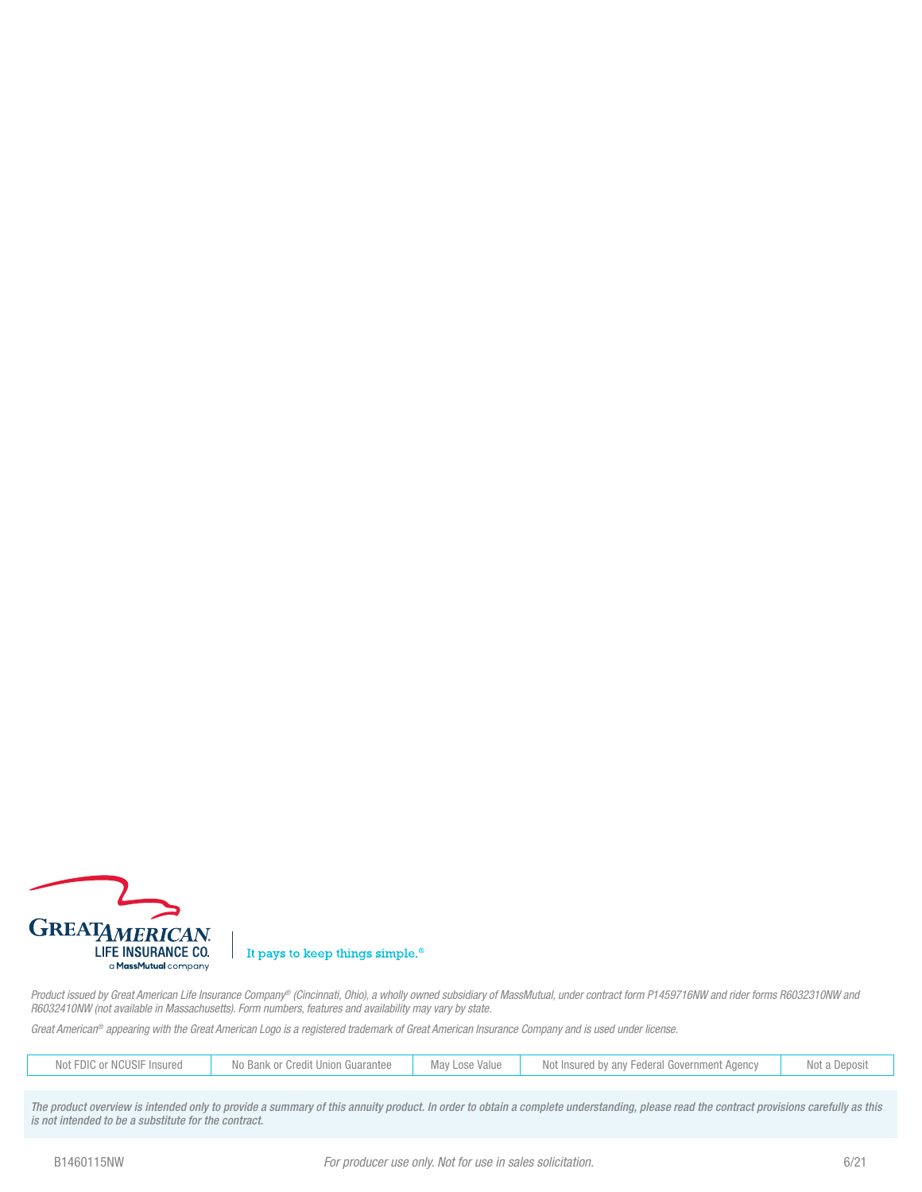GREAT AMERICAN LIFE INSURANCE CO.
a MassMutual company

It pays to keep things simple.®

*Product issued by Great American Life Insurance Company® (Cincinnati, Ohio), a wholly owned subsidiary of MassMutual, under contract form P1459716NW and rider forms R6032310NW and R6032410NW (not available in Massachusetts). Form numbers, features and availability may vary by state.*

*Great American® appearing with the Great American Logo is a registered trademark of Great American Insurance Company and is used under license.*

| | | | | |
|---|---|---|---|---|
| Not FDIC or NCUSIF Insured | No Bank or Credit Union Guarantee | May Lose Value | Not Insured by any Federal Government Agency | Not a Deposit |

***The product overview is intended only to provide a summary of this annuity product. In order to obtain a complete understanding, please read the contract provisions carefully as this is not intended to be a substitute for the contract.***

B1460115NW *For producer use only. Not for use in sales solicitation.* 6/21